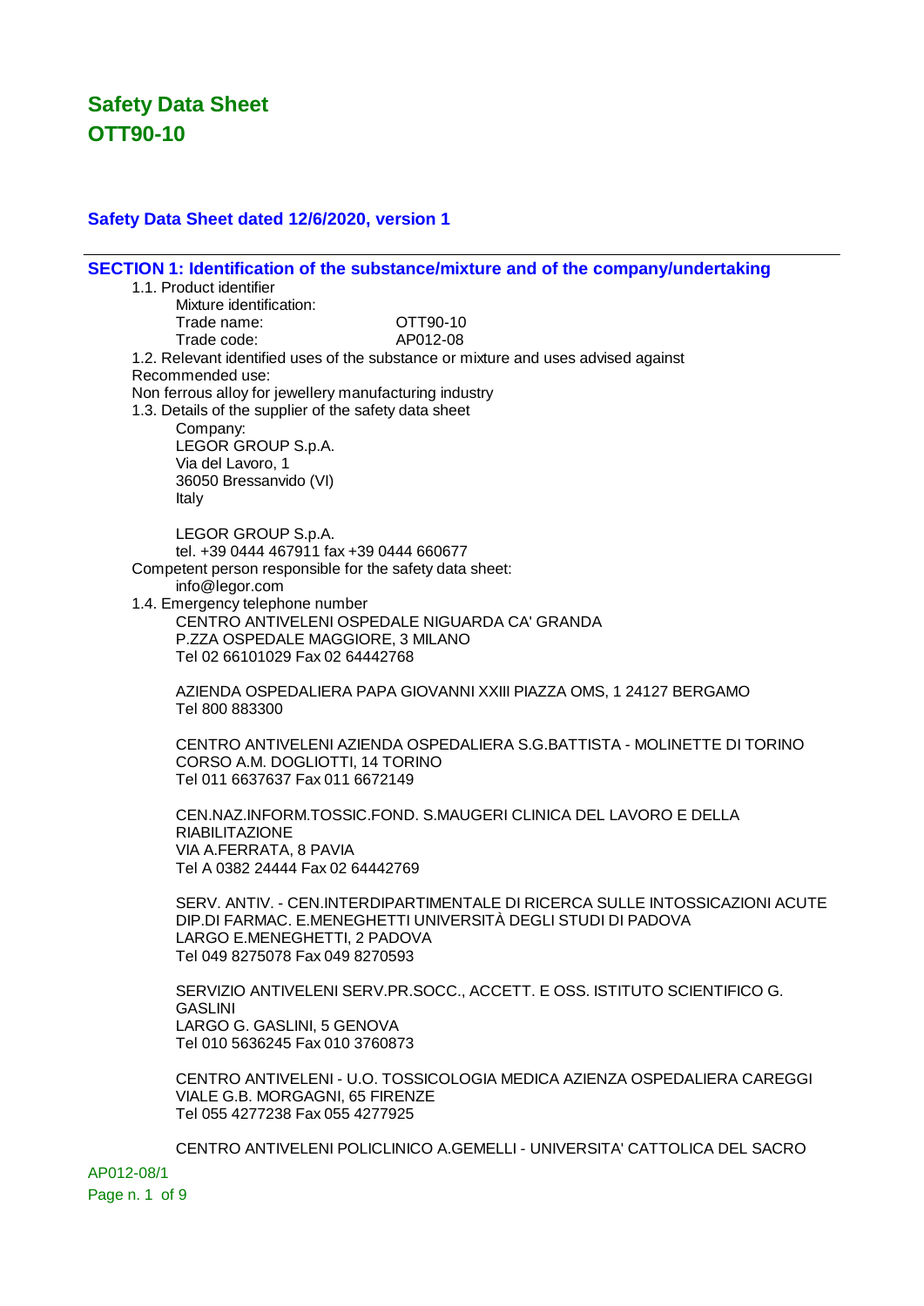# Safety Data Sheet
# OTT90-10

### Safety Data Sheet dated 12/6/2020, version 1

## SECTION 1: Identification of the substance/mixture and of the company/undertaking

1.1. Product identifier

Mixture identification:

| | |
|---|---|
| Trade name: | OTT90-10 |
| Trade code: | AP012-08 |

1.2. Relevant identified uses of the substance or mixture and uses advised against

Recommended use:

Non ferrous alloy for jewellery manufacturing industry

1.3. Details of the supplier of the safety data sheet

Company:
LEGOR GROUP S.p.A.
Via del Lavoro, 1
36050 Bressanvido (VI)
Italy

LEGOR GROUP S.p.A.
tel. +39 0444 467911 fax +39 0444 660677

Competent person responsible for the safety data sheet:
info@legor.com

1.4. Emergency telephone number

CENTRO ANTIVELENI OSPEDALE NIGUARDA CA' GRANDA
P.ZZA OSPEDALE MAGGIORE, 3 MILANO
Tel 02 66101029 Fax 02 64442768

AZIENDA OSPEDALIERA PAPA GIOVANNI XXIII PIAZZA OMS, 1 24127 BERGAMO
Tel 800 883300

CENTRO ANTIVELENI AZIENDA OSPEDALIERA S.G.BATTISTA - MOLINETTE DI TORINO
CORSO A.M. DOGLIOTTI, 14 TORINO
Tel 011 6637637 Fax 011 6672149

CEN.NAZ.INFORM.TOSSIC.FOND. S.MAUGERI CLINICA DEL LAVORO E DELLA RIABILITAZIONE
VIA A.FERRATA, 8 PAVIA
Tel A 0382 24444 Fax 02 64442769

SERV. ANTIV. - CEN.INTERDIPARTIMENTALE DI RICERCA SULLE INTOSSICAZIONI ACUTE DIP.DI FARMAC. E.MENEGHETTI UNIVERSITÀ DEGLI STUDI DI PADOVA
LARGO E.MENEGHETTI, 2 PADOVA
Tel 049 8275078 Fax 049 8270593

SERVIZIO ANTIVELENI SERV.PR.SOCC., ACCETT. E OSS. ISTITUTO SCIENTIFICO G. GASLINI
LARGO G. GASLINI, 5 GENOVA
Tel 010 5636245 Fax 010 3760873

CENTRO ANTIVELENI - U.O. TOSSICOLOGIA MEDICA AZIENZA OSPEDALIERA CAREGGI
VIALE G.B. MORGAGNI, 65 FIRENZE
Tel 055 4277238 Fax 055 4277925

CENTRO ANTIVELENI POLICLINICO A.GEMELLI - UNIVERSITA' CATTOLICA DEL SACRO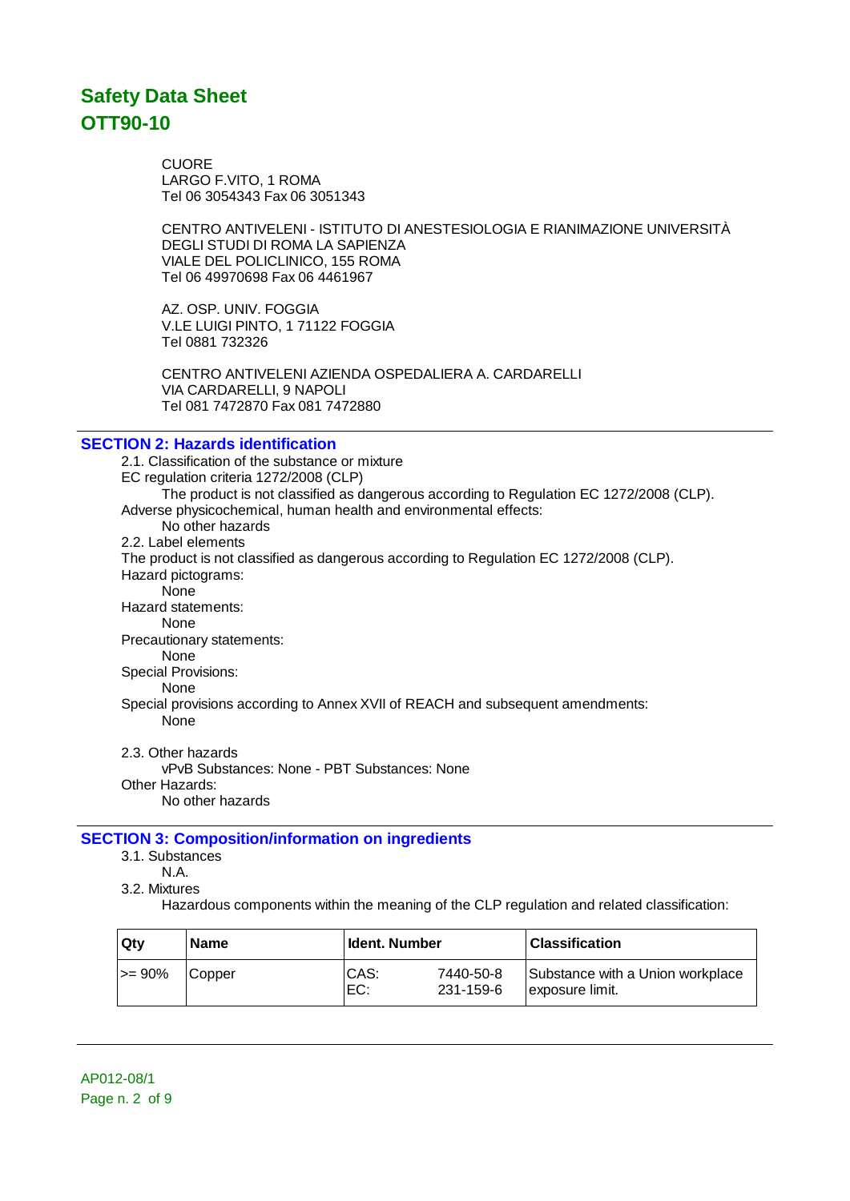# Safety Data Sheet
# OTT90-10

CUORE
LARGO F.VITO, 1 ROMA
Tel 06 3054343 Fax 06 3051343

CENTRO ANTIVELENI - ISTITUTO DI ANESTESIOLOGIA E RIANIMAZIONE UNIVERSITÀ DEGLI STUDI DI ROMA LA SAPIENZA
VIALE DEL POLICLINICO, 155 ROMA
Tel 06 49970698 Fax 06 4461967

AZ. OSP. UNIV. FOGGIA
V.LE LUIGI PINTO, 1 71122 FOGGIA
Tel 0881 732326

CENTRO ANTIVELENI AZIENDA OSPEDALIERA A. CARDARELLI
VIA CARDARELLI, 9 NAPOLI
Tel 081 7472870 Fax 081 7472880

## SECTION 2: Hazards identification

2.1. Classification of the substance or mixture

EC regulation criteria 1272/2008 (CLP)

The product is not classified as dangerous according to Regulation EC 1272/2008 (CLP).

Adverse physicochemical, human health and environmental effects:

No other hazards

2.2. Label elements

The product is not classified as dangerous according to Regulation EC 1272/2008 (CLP).

Hazard pictograms:

None

Hazard statements:

None

Precautionary statements:

None

Special Provisions:

None

Special provisions according to Annex XVII of REACH and subsequent amendments:

None

2.3. Other hazards

vPvB Substances: None - PBT Substances: None

Other Hazards:

No other hazards

## SECTION 3: Composition/information on ingredients

3.1. Substances

N.A.

3.2. Mixtures

Hazardous components within the meaning of the CLP regulation and related classification:

| Qty | Name | Ident. Number | Classification |
|---|---|---|---|
| >= 90% | Copper | CAS: 7440-50-8<br>EC: 231-159-6 | Substance with a Union workplace exposure limit. |

AP012-08/1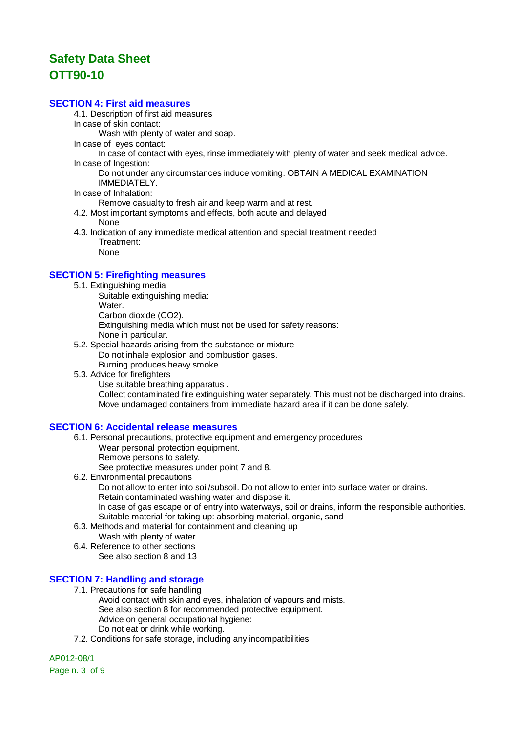# Safety Data Sheet
# OTT90-10

## SECTION 4: First aid measures

4.1. Description of first aid measures

In case of skin contact:

Wash with plenty of water and soap.

In case of eyes contact:

In case of contact with eyes, rinse immediately with plenty of water and seek medical advice.

In case of Ingestion:

Do not under any circumstances induce vomiting. OBTAIN A MEDICAL EXAMINATION IMMEDIATELY.

In case of Inhalation:

Remove casualty to fresh air and keep warm and at rest.

4.2. Most important symptoms and effects, both acute and delayed

None

4.3. Indication of any immediate medical attention and special treatment needed

Treatment:

None

---

## SECTION 5: Firefighting measures

5.1. Extinguishing media

Suitable extinguishing media:

Water.

Carbon dioxide ($CO_2$).

Extinguishing media which must not be used for safety reasons:

None in particular.

5.2. Special hazards arising from the substance or mixture

Do not inhale explosion and combustion gases.

Burning produces heavy smoke.

5.3. Advice for firefighters

Use suitable breathing apparatus .

Collect contaminated fire extinguishing water separately. This must not be discharged into drains.

Move undamaged containers from immediate hazard area if it can be done safely.

---

## SECTION 6: Accidental release measures

6.1. Personal precautions, protective equipment and emergency procedures

Wear personal protection equipment.

Remove persons to safety.

See protective measures under point 7 and 8.

6.2. Environmental precautions

Do not allow to enter into soil/subsoil. Do not allow to enter into surface water or drains.

Retain contaminated washing water and dispose it.

In case of gas escape or of entry into waterways, soil or drains, inform the responsible authorities.

Suitable material for taking up: absorbing material, organic, sand

6.3. Methods and material for containment and cleaning up

Wash with plenty of water.

6.4. Reference to other sections

See also section 8 and 13

---

## SECTION 7: Handling and storage

7.1. Precautions for safe handling

Avoid contact with skin and eyes, inhalation of vapours and mists.

See also section 8 for recommended protective equipment.

Advice on general occupational hygiene:

Do not eat or drink while working.

7.2. Conditions for safe storage, including any incompatibilities

AP012-08/1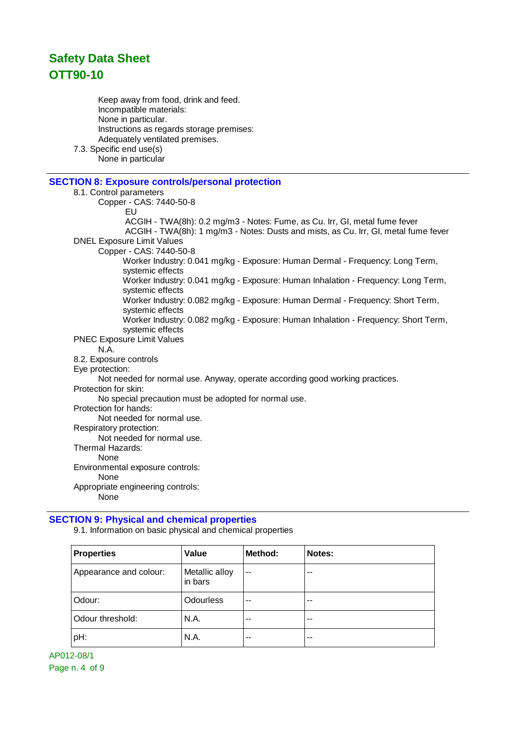Keep away from food, drink and feed.
Incompatible materials:
None in particular.
Instructions as regards storage premises:
Adequately ventilated premises.

7.3. Specific end use(s)
None in particular

## SECTION 8: Exposure controls/personal protection

8.1. Control parameters

Copper - CAS: 7440-50-8
- EU
- ACGIH - TWA(8h): 0.2 mg/m3 - Notes: Fume, as Cu. Irr, GI, metal fume fever
- ACGIH - TWA(8h): 1 mg/m3 - Notes: Dusts and mists, as Cu. Irr, GI, metal fume fever

DNEL Exposure Limit Values

Copper - CAS: 7440-50-8
- Worker Industry: 0.041 mg/kg - Exposure: Human Dermal - Frequency: Long Term, systemic effects
- Worker Industry: 0.041 mg/kg - Exposure: Human Inhalation - Frequency: Long Term, systemic effects
- Worker Industry: 0.082 mg/kg - Exposure: Human Dermal - Frequency: Short Term, systemic effects
- Worker Industry: 0.082 mg/kg - Exposure: Human Inhalation - Frequency: Short Term, systemic effects

PNEC Exposure Limit Values
N.A.

8.2. Exposure controls

Eye protection:
Not needed for normal use. Anyway, operate according good working practices.

Protection for skin:
No special precaution must be adopted for normal use.

Protection for hands:
Not needed for normal use.

Respiratory protection:
Not needed for normal use.

Thermal Hazards:
None

Environmental exposure controls:
None

Appropriate engineering controls:
None

## SECTION 9: Physical and chemical properties

9.1. Information on basic physical and chemical properties

| Properties | Value | Method: | Notes: |
|---|---|---|---|
| Appearance and colour: | Metallic alloy in bars | -- | -- |
| Odour: | Odourless | -- | -- |
| Odour threshold: | N.A. | -- | -- |
| pH: | N.A. | -- | -- |

AP012-08/1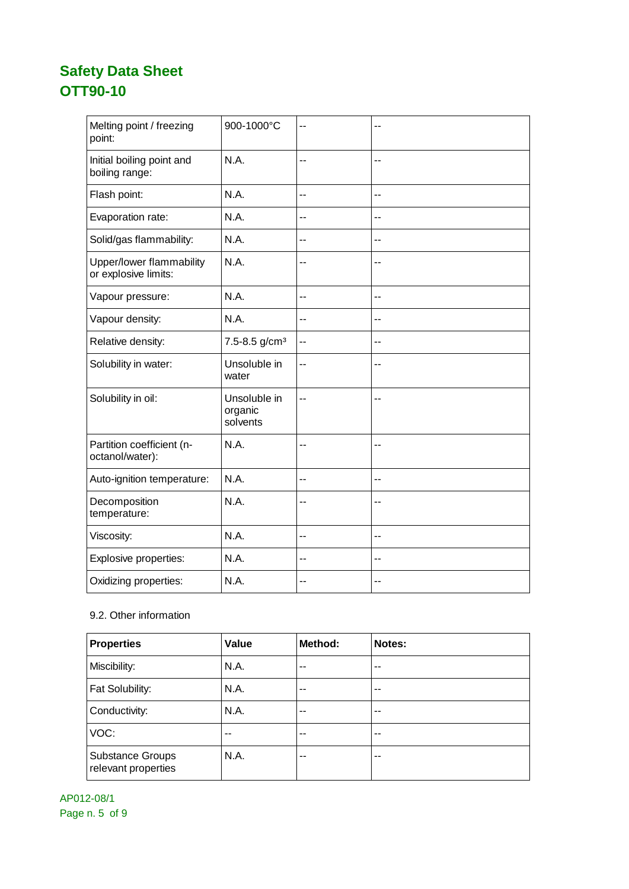| Melting point / freezing point: | 900-1000°C | -- | -- |
|---|---|---|---|
| Initial boiling point and boiling range: | N.A. | -- | -- |
| Flash point: | N.A. | -- | -- |
| Evaporation rate: | N.A. | -- | -- |
| Solid/gas flammability: | N.A. | -- | -- |
| Upper/lower flammability or explosive limits: | N.A. | -- | -- |
| Vapour pressure: | N.A. | -- | -- |
| Vapour density: | N.A. | -- | -- |
| Relative density: | 7.5-8.5 g/cm³ | -- | -- |
| Solubility in water: | Unsoluble in water | -- | -- |
| Solubility in oil: | Unsoluble in organic solvents | -- | -- |
| Partition coefficient (n-octanol/water): | N.A. | -- | -- |
| Auto-ignition temperature: | N.A. | -- | -- |
| Decomposition temperature: | N.A. | -- | -- |
| Viscosity: | N.A. | -- | -- |
| Explosive properties: | N.A. | -- | -- |
| Oxidizing properties: | N.A. | -- | -- |

9.2. Other information

| Properties | Value | Method: | Notes: |
|---|---|---|---|
| Miscibility: | N.A. | -- | -- |
| Fat Solubility: | N.A. | -- | -- |
| Conductivity: | N.A. | -- | -- |
| VOC: | -- | -- | -- |
| Substance Groups relevant properties | N.A. | -- | -- |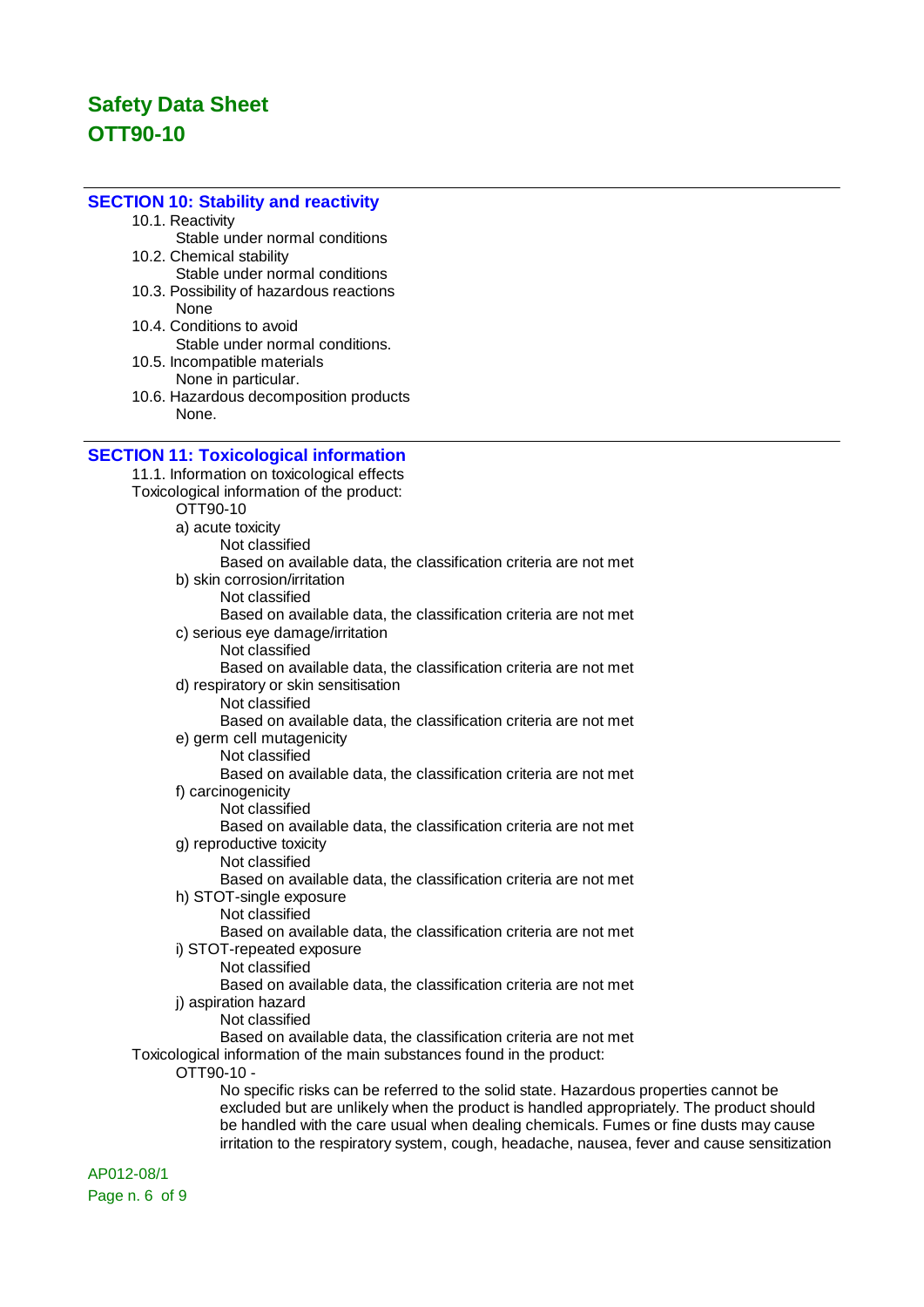# Safety Data Sheet
# OTT90-10

## SECTION 10: Stability and reactivity

10.1. Reactivity
  Stable under normal conditions

10.2. Chemical stability
  Stable under normal conditions

10.3. Possibility of hazardous reactions
  None

10.4. Conditions to avoid
  Stable under normal conditions.

10.5. Incompatible materials
  None in particular.

10.6. Hazardous decomposition products
  None.

## SECTION 11: Toxicological information

11.1. Information on toxicological effects

Toxicological information of the product:

OTT90-10

a) acute toxicity
  Not classified
  Based on available data, the classification criteria are not met

b) skin corrosion/irritation
  Not classified
  Based on available data, the classification criteria are not met

c) serious eye damage/irritation
  Not classified
  Based on available data, the classification criteria are not met

d) respiratory or skin sensitisation
  Not classified
  Based on available data, the classification criteria are not met

e) germ cell mutagenicity
  Not classified
  Based on available data, the classification criteria are not met

f) carcinogenicity
  Not classified
  Based on available data, the classification criteria are not met

g) reproductive toxicity
  Not classified
  Based on available data, the classification criteria are not met

h) STOT-single exposure
  Not classified
  Based on available data, the classification criteria are not met

i) STOT-repeated exposure
  Not classified
  Based on available data, the classification criteria are not met

j) aspiration hazard
  Not classified
  Based on available data, the classification criteria are not met

Toxicological information of the main substances found in the product:

OTT90-10 -

No specific risks can be referred to the solid state. Hazardous properties cannot be excluded but are unlikely when the product is handled appropriately. The product should be handled with the care usual when dealing chemicals. Fumes or fine dusts may cause irritation to the respiratory system, cough, headache, nausea, fever and cause sensitization

AP012-08/1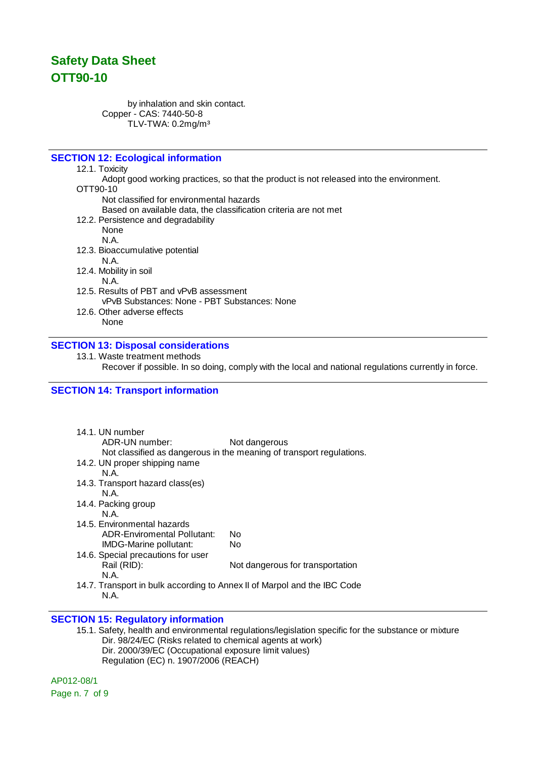by inhalation and skin contact.

Copper - CAS: 7440-50-8

TLV-TWA: 0.2mg/m³

## SECTION 12: Ecological information

12.1. Toxicity

Adopt good working practices, so that the product is not released into the environment.

OTT90-10

Not classified for environmental hazards

Based on available data, the classification criteria are not met

12.2. Persistence and degradability

None

N.A.

12.3. Bioaccumulative potential

N.A.

12.4. Mobility in soil

N.A.

12.5. Results of PBT and vPvB assessment

vPvB Substances: None - PBT Substances: None

12.6. Other adverse effects

None

## SECTION 13: Disposal considerations

13.1. Waste treatment methods

Recover if possible. In so doing, comply with the local and national regulations currently in force.

## SECTION 14: Transport information

14.1. UN number

ADR-UN number: Not dangerous

Not classified as dangerous in the meaning of transport regulations.

14.2. UN proper shipping name

N.A.

14.3. Transport hazard class(es)

N.A.

14.4. Packing group

N.A.

14.5. Environmental hazards

ADR-Enviromental Pollutant: No

IMDG-Marine pollutant: No

14.6. Special precautions for user

Rail (RID): Not dangerous for transportation

N.A.

14.7. Transport in bulk according to Annex II of Marpol and the IBC Code

N.A.

## SECTION 15: Regulatory information

15.1. Safety, health and environmental regulations/legislation specific for the substance or mixture

Dir. 98/24/EC (Risks related to chemical agents at work)

Dir. 2000/39/EC (Occupational exposure limit values)

Regulation (EC) n. 1907/2006 (REACH)

AP012-08/1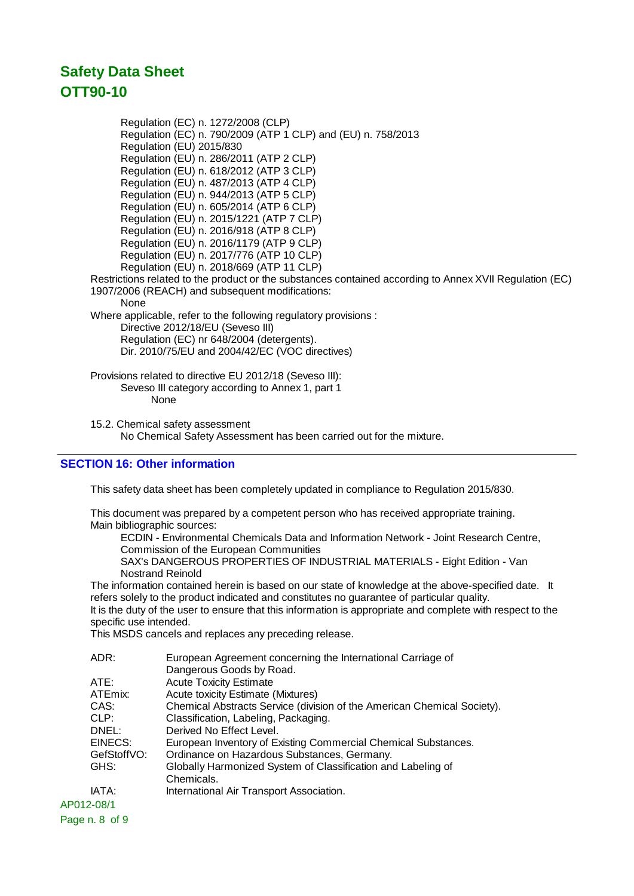Regulation (EC) n. 1272/2008 (CLP)
Regulation (EC) n. 790/2009 (ATP 1 CLP) and (EU) n. 758/2013
Regulation (EU) 2015/830
Regulation (EU) n. 286/2011 (ATP 2 CLP)
Regulation (EU) n. 618/2012 (ATP 3 CLP)
Regulation (EU) n. 487/2013 (ATP 4 CLP)
Regulation (EU) n. 944/2013 (ATP 5 CLP)
Regulation (EU) n. 605/2014 (ATP 6 CLP)
Regulation (EU) n. 2015/1221 (ATP 7 CLP)
Regulation (EU) n. 2016/918 (ATP 8 CLP)
Regulation (EU) n. 2016/1179 (ATP 9 CLP)
Regulation (EU) n. 2017/776 (ATP 10 CLP)
Regulation (EU) n. 2018/669 (ATP 11 CLP)

Restrictions related to the product or the substances contained according to Annex XVII Regulation (EC) 1907/2006 (REACH) and subsequent modifications:

None

Where applicable, refer to the following regulatory provisions :

Directive 2012/18/EU (Seveso III)
Regulation (EC) nr 648/2004 (detergents).
Dir. 2010/75/EU and 2004/42/EC (VOC directives)

Provisions related to directive EU 2012/18 (Seveso III):

Seveso III category according to Annex 1, part 1

None

15.2. Chemical safety assessment

No Chemical Safety Assessment has been carried out for the mixture.

## SECTION 16: Other information

This safety data sheet has been completely updated in compliance to Regulation 2015/830.

This document was prepared by a competent person who has received appropriate training.
Main bibliographic sources:

ECDIN - Environmental Chemicals Data and Information Network - Joint Research Centre, Commission of the European Communities
SAX's DANGEROUS PROPERTIES OF INDUSTRIAL MATERIALS - Eight Edition - Van Nostrand Reinold

The information contained herein is based on our state of knowledge at the above-specified date. It refers solely to the product indicated and constitutes no guarantee of particular quality.
It is the duty of the user to ensure that this information is appropriate and complete with respect to the specific use intended.
This MSDS cancels and replaces any preceding release.

| | |
|---|---|
| ADR: | European Agreement concerning the International Carriage of Dangerous Goods by Road. |
| ATE: | Acute Toxicity Estimate |
| ATEmix: | Acute toxicity Estimate (Mixtures) |
| CAS: | Chemical Abstracts Service (division of the American Chemical Society). |
| CLP: | Classification, Labeling, Packaging. |
| DNEL: | Derived No Effect Level. |
| EINECS: | European Inventory of Existing Commercial Chemical Substances. |
| GefStoffVO: | Ordinance on Hazardous Substances, Germany. |
| GHS: | Globally Harmonized System of Classification and Labeling of Chemicals. |
| IATA: | International Air Transport Association. |

AP012-08/1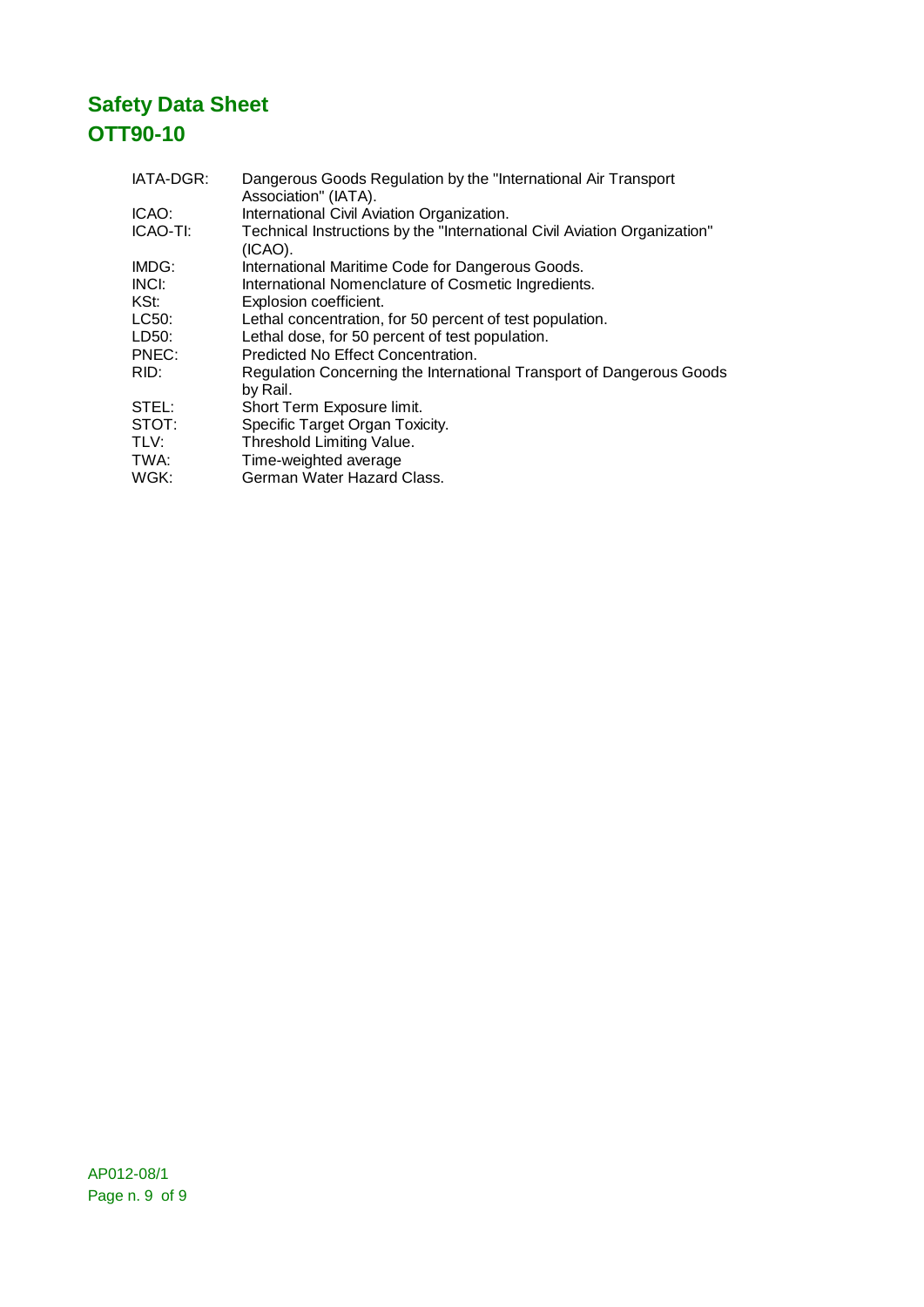| | |
|---|---|
| IATA-DGR: | Dangerous Goods Regulation by the "International Air Transport Association" (IATA). |
| ICAO: | International Civil Aviation Organization. |
| ICAO-TI: | Technical Instructions by the "International Civil Aviation Organization" (ICAO). |
| IMDG: | International Maritime Code for Dangerous Goods. |
| INCI: | International Nomenclature of Cosmetic Ingredients. |
| KSt: | Explosion coefficient. |
| LC50: | Lethal concentration, for 50 percent of test population. |
| LD50: | Lethal dose, for 50 percent of test population. |
| PNEC: | Predicted No Effect Concentration. |
| RID: | Regulation Concerning the International Transport of Dangerous Goods by Rail. |
| STEL: | Short Term Exposure limit. |
| STOT: | Specific Target Organ Toxicity. |
| TLV: | Threshold Limiting Value. |
| TWA: | Time-weighted average |
| WGK: | German Water Hazard Class. |